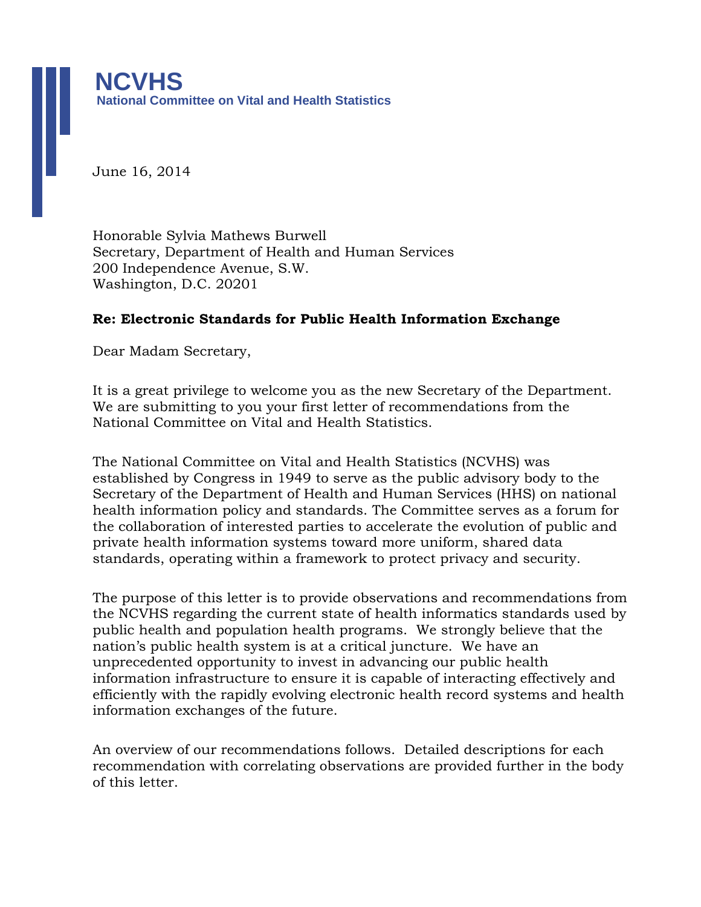# NCVHS

**National Committee on Vital and Health Statistics**

June 16, 2014

Honorable Sylvia Mathews Burwell
Secretary, Department of Health and Human Services
200 Independence Avenue, S.W.
Washington, D.C. 20201

**Re: Electronic Standards for Public Health Information Exchange**

Dear Madam Secretary,

It is a great privilege to welcome you as the new Secretary of the Department. We are submitting to you your first letter of recommendations from the National Committee on Vital and Health Statistics.

The National Committee on Vital and Health Statistics (NCVHS) was established by Congress in 1949 to serve as the public advisory body to the Secretary of the Department of Health and Human Services (HHS) on national health information policy and standards. The Committee serves as a forum for the collaboration of interested parties to accelerate the evolution of public and private health information systems toward more uniform, shared data standards, operating within a framework to protect privacy and security.

The purpose of this letter is to provide observations and recommendations from the NCVHS regarding the current state of health informatics standards used by public health and population health programs. We strongly believe that the nation's public health system is at a critical juncture. We have an unprecedented opportunity to invest in advancing our public health information infrastructure to ensure it is capable of interacting effectively and efficiently with the rapidly evolving electronic health record systems and health information exchanges of the future.

An overview of our recommendations follows. Detailed descriptions for each recommendation with correlating observations are provided further in the body of this letter.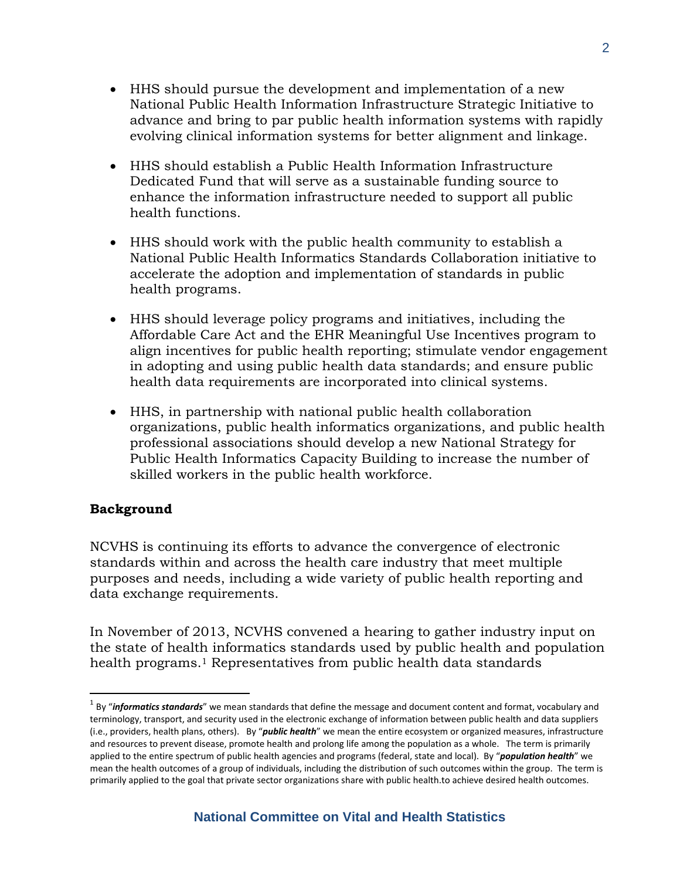- HHS should pursue the development and implementation of a new National Public Health Information Infrastructure Strategic Initiative to advance and bring to par public health information systems with rapidly evolving clinical information systems for better alignment and linkage.

- HHS should establish a Public Health Information Infrastructure Dedicated Fund that will serve as a sustainable funding source to enhance the information infrastructure needed to support all public health functions.

- HHS should work with the public health community to establish a National Public Health Informatics Standards Collaboration initiative to accelerate the adoption and implementation of standards in public health programs.

- HHS should leverage policy programs and initiatives, including the Affordable Care Act and the EHR Meaningful Use Incentives program to align incentives for public health reporting; stimulate vendor engagement in adopting and using public health data standards; and ensure public health data requirements are incorporated into clinical systems.

- HHS, in partnership with national public health collaboration organizations, public health informatics organizations, and public health professional associations should develop a new National Strategy for Public Health Informatics Capacity Building to increase the number of skilled workers in the public health workforce.

## Background

NCVHS is continuing its efforts to advance the convergence of electronic standards within and across the health care industry that meet multiple purposes and needs, including a wide variety of public health reporting and data exchange requirements.

In November of 2013, NCVHS convened a hearing to gather industry input on the state of health informatics standards used by public health and population health programs.[1] Representatives from public health data standards

[1] By "***informatics standards***" we mean standards that define the message and document content and format, vocabulary and terminology, transport, and security used in the electronic exchange of information between public health and data suppliers (i.e., providers, health plans, others). By "***public health***" we mean the entire ecosystem or organized measures, infrastructure and resources to prevent disease, promote health and prolong life among the population as a whole. The term is primarily applied to the entire spectrum of public health agencies and programs (federal, state and local). By "***population health***" we mean the health outcomes of a group of individuals, including the distribution of such outcomes within the group. The term is primarily applied to the goal that private sector organizations share with public health.to achieve desired health outcomes.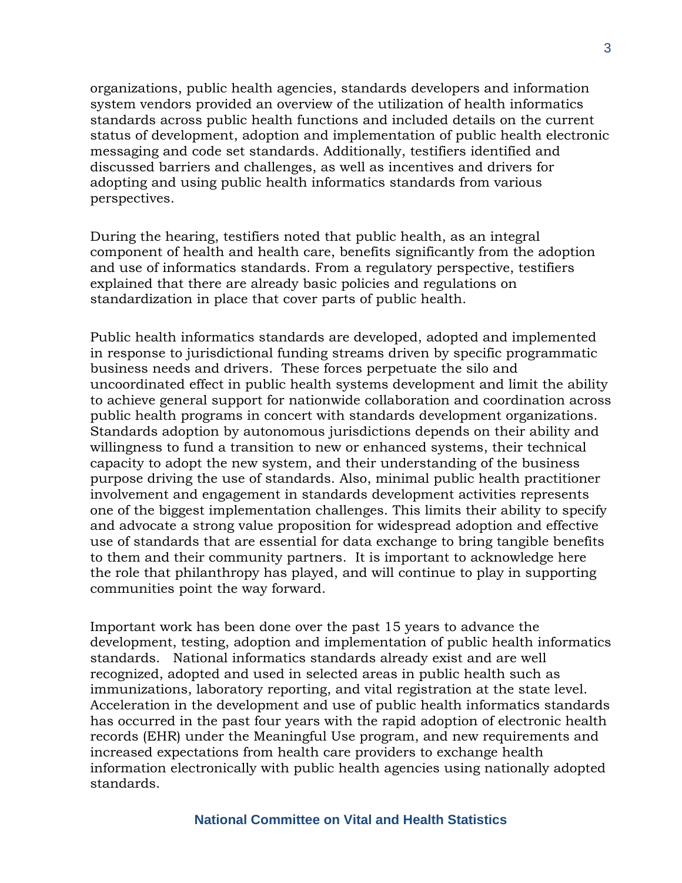organizations, public health agencies, standards developers and information system vendors provided an overview of the utilization of health informatics standards across public health functions and included details on the current status of development, adoption and implementation of public health electronic messaging and code set standards. Additionally, testifiers identified and discussed barriers and challenges, as well as incentives and drivers for adopting and using public health informatics standards from various perspectives.

During the hearing, testifiers noted that public health, as an integral component of health and health care, benefits significantly from the adoption and use of informatics standards. From a regulatory perspective, testifiers explained that there are already basic policies and regulations on standardization in place that cover parts of public health.

Public health informatics standards are developed, adopted and implemented in response to jurisdictional funding streams driven by specific programmatic business needs and drivers. These forces perpetuate the silo and uncoordinated effect in public health systems development and limit the ability to achieve general support for nationwide collaboration and coordination across public health programs in concert with standards development organizations. Standards adoption by autonomous jurisdictions depends on their ability and willingness to fund a transition to new or enhanced systems, their technical capacity to adopt the new system, and their understanding of the business purpose driving the use of standards. Also, minimal public health practitioner involvement and engagement in standards development activities represents one of the biggest implementation challenges. This limits their ability to specify and advocate a strong value proposition for widespread adoption and effective use of standards that are essential for data exchange to bring tangible benefits to them and their community partners. It is important to acknowledge here the role that philanthropy has played, and will continue to play in supporting communities point the way forward.

Important work has been done over the past 15 years to advance the development, testing, adoption and implementation of public health informatics standards. National informatics standards already exist and are well recognized, adopted and used in selected areas in public health such as immunizations, laboratory reporting, and vital registration at the state level. Acceleration in the development and use of public health informatics standards has occurred in the past four years with the rapid adoption of electronic health records (EHR) under the Meaningful Use program, and new requirements and increased expectations from health care providers to exchange health information electronically with public health agencies using nationally adopted standards.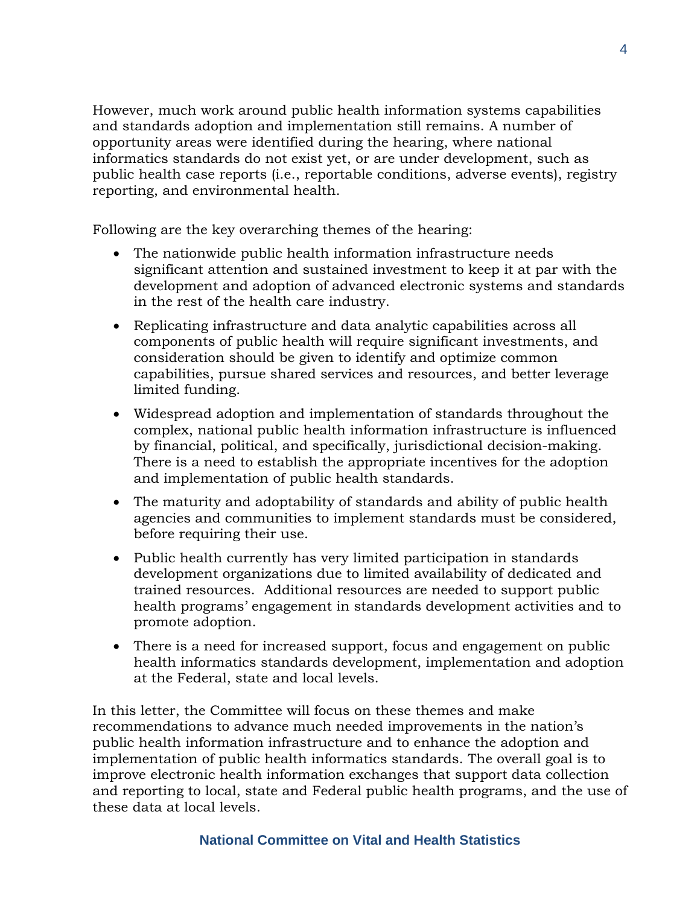However, much work around public health information systems capabilities and standards adoption and implementation still remains. A number of opportunity areas were identified during the hearing, where national informatics standards do not exist yet, or are under development, such as public health case reports (i.e., reportable conditions, adverse events), registry reporting, and environmental health.

Following are the key overarching themes of the hearing:

- The nationwide public health information infrastructure needs significant attention and sustained investment to keep it at par with the development and adoption of advanced electronic systems and standards in the rest of the health care industry.
- Replicating infrastructure and data analytic capabilities across all components of public health will require significant investments, and consideration should be given to identify and optimize common capabilities, pursue shared services and resources, and better leverage limited funding.
- Widespread adoption and implementation of standards throughout the complex, national public health information infrastructure is influenced by financial, political, and specifically, jurisdictional decision-making. There is a need to establish the appropriate incentives for the adoption and implementation of public health standards.
- The maturity and adoptability of standards and ability of public health agencies and communities to implement standards must be considered, before requiring their use.
- Public health currently has very limited participation in standards development organizations due to limited availability of dedicated and trained resources. Additional resources are needed to support public health programs' engagement in standards development activities and to promote adoption.
- There is a need for increased support, focus and engagement on public health informatics standards development, implementation and adoption at the Federal, state and local levels.

In this letter, the Committee will focus on these themes and make recommendations to advance much needed improvements in the nation's public health information infrastructure and to enhance the adoption and implementation of public health informatics standards. The overall goal is to improve electronic health information exchanges that support data collection and reporting to local, state and Federal public health programs, and the use of these data at local levels.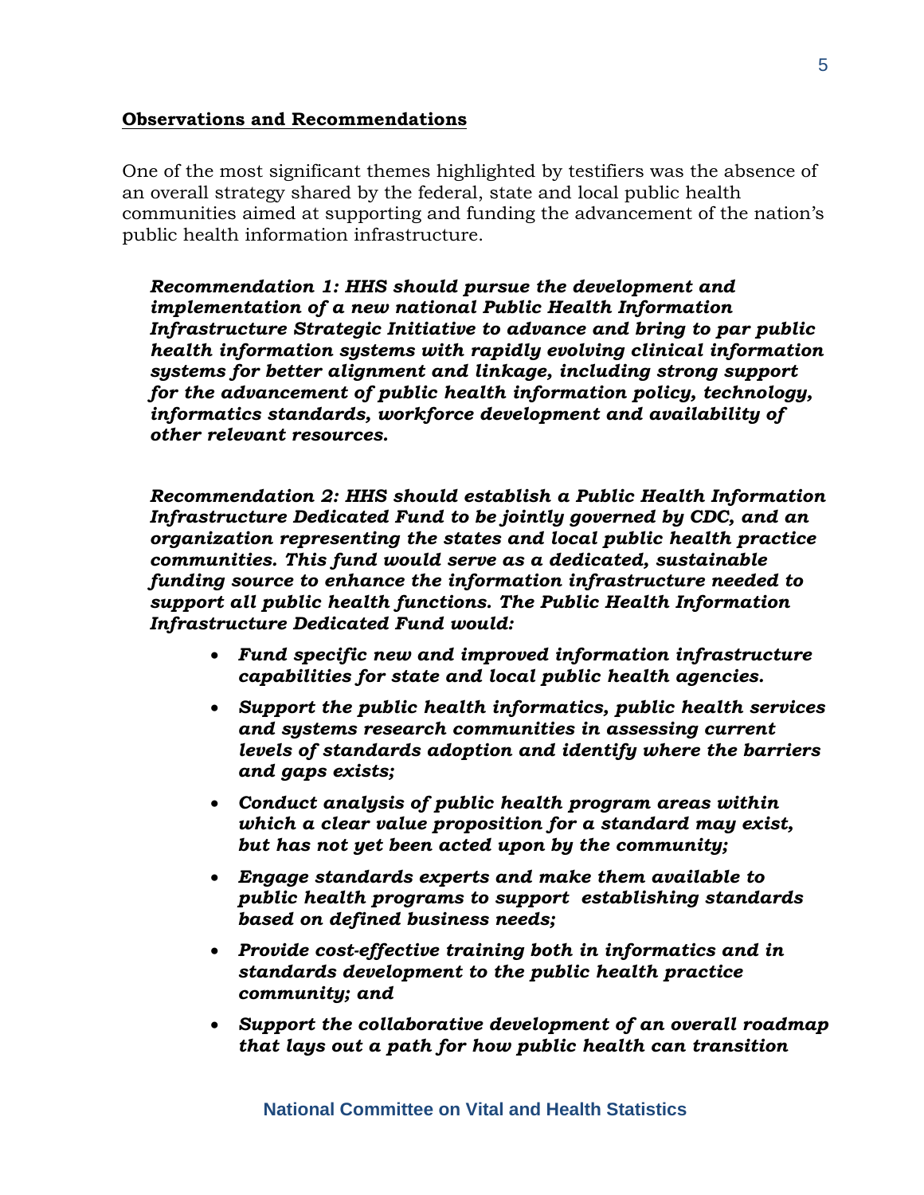**Observations and Recommendations**

One of the most significant themes highlighted by testifiers was the absence of an overall strategy shared by the federal, state and local public health communities aimed at supporting and funding the advancement of the nation's public health information infrastructure.

***Recommendation 1: HHS should pursue the development and implementation of a new national Public Health Information Infrastructure Strategic Initiative to advance and bring to par public health information systems with rapidly evolving clinical information systems for better alignment and linkage, including strong support for the advancement of public health information policy, technology, informatics standards, workforce development and availability of other relevant resources.***

***Recommendation 2: HHS should establish a Public Health Information Infrastructure Dedicated Fund to be jointly governed by CDC, and an organization representing the states and local public health practice communities. This fund would serve as a dedicated, sustainable funding source to enhance the information infrastructure needed to support all public health functions. The Public Health Information Infrastructure Dedicated Fund would:***

- ***Fund specific new and improved information infrastructure capabilities for state and local public health agencies.***
- ***Support the public health informatics, public health services and systems research communities in assessing current levels of standards adoption and identify where the barriers and gaps exists;***
- ***Conduct analysis of public health program areas within which a clear value proposition for a standard may exist, but has not yet been acted upon by the community;***
- ***Engage standards experts and make them available to public health programs to support establishing standards based on defined business needs;***
- ***Provide cost-effective training both in informatics and in standards development to the public health practice community; and***
- ***Support the collaborative development of an overall roadmap that lays out a path for how public health can transition***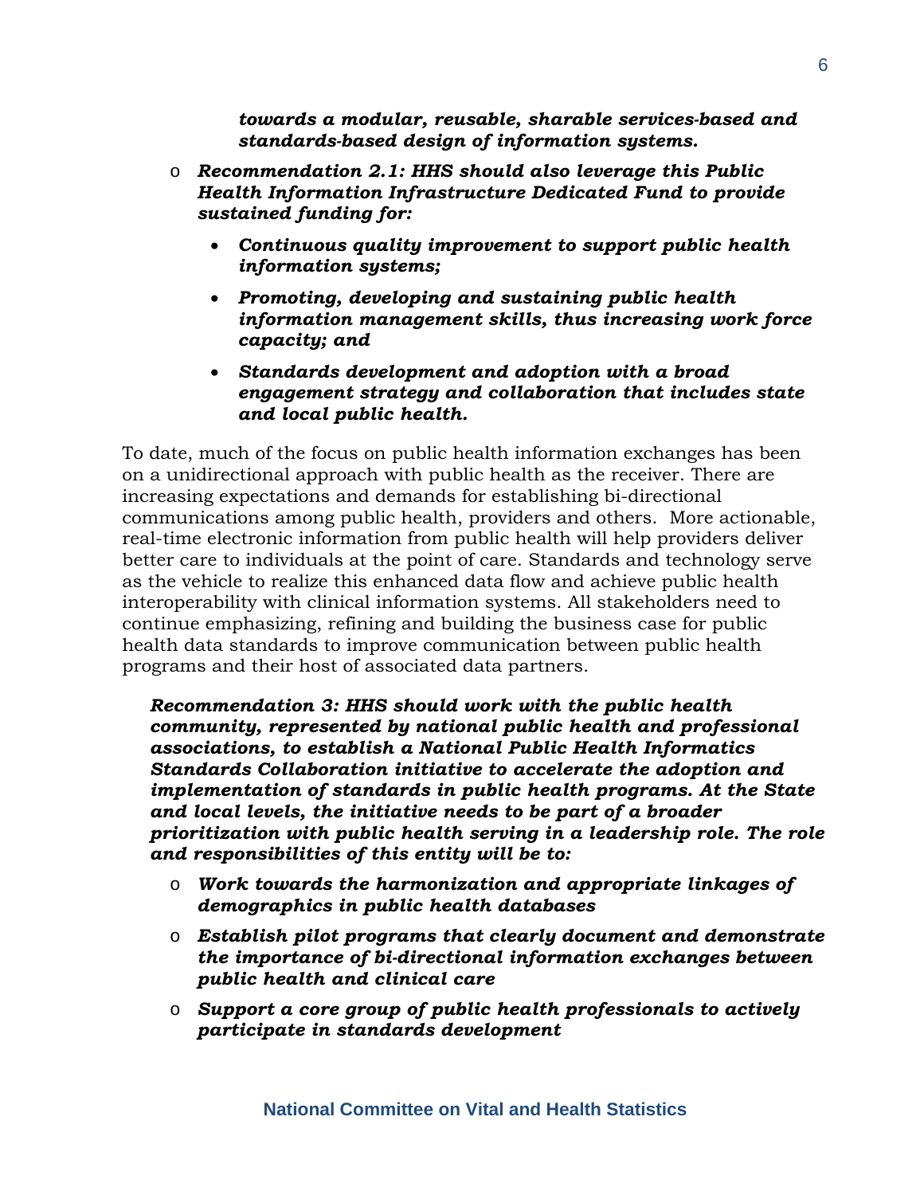***towards a modular, reusable, sharable services-based and standards-based design of information systems.***

- ***Recommendation 2.1: HHS should also leverage this Public Health Information Infrastructure Dedicated Fund to provide sustained funding for:***
    - ***Continuous quality improvement to support public health information systems;***
    - ***Promoting, developing and sustaining public health information management skills, thus increasing work force capacity; and***
    - ***Standards development and adoption with a broad engagement strategy and collaboration that includes state and local public health.***

To date, much of the focus on public health information exchanges has been on a unidirectional approach with public health as the receiver. There are increasing expectations and demands for establishing bi-directional communications among public health, providers and others. More actionable, real-time electronic information from public health will help providers deliver better care to individuals at the point of care. Standards and technology serve as the vehicle to realize this enhanced data flow and achieve public health interoperability with clinical information systems. All stakeholders need to continue emphasizing, refining and building the business case for public health data standards to improve communication between public health programs and their host of associated data partners.

***Recommendation 3: HHS should work with the public health community, represented by national public health and professional associations, to establish a National Public Health Informatics Standards Collaboration initiative to accelerate the adoption and implementation of standards in public health programs. At the State and local levels, the initiative needs to be part of a broader prioritization with public health serving in a leadership role. The role and responsibilities of this entity will be to:***

- ***Work towards the harmonization and appropriate linkages of demographics in public health databases***
- ***Establish pilot programs that clearly document and demonstrate the importance of bi-directional information exchanges between public health and clinical care***
- ***Support a core group of public health professionals to actively participate in standards development***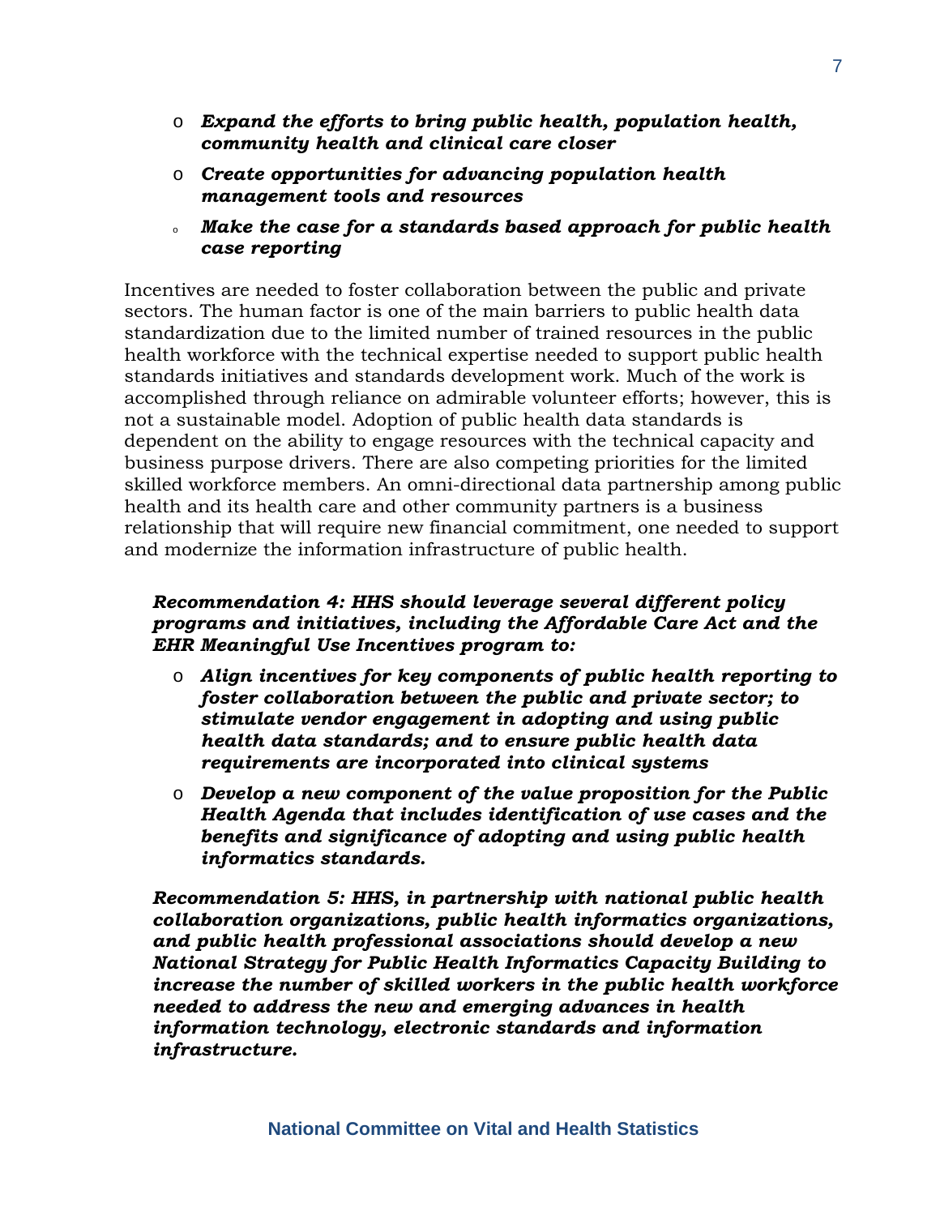- ***Expand the efforts to bring public health, population health, community health and clinical care closer***
- ***Create opportunities for advancing population health management tools and resources***
- ***Make the case for a standards based approach for public health case reporting***

Incentives are needed to foster collaboration between the public and private sectors. The human factor is one of the main barriers to public health data standardization due to the limited number of trained resources in the public health workforce with the technical expertise needed to support public health standards initiatives and standards development work. Much of the work is accomplished through reliance on admirable volunteer efforts; however, this is not a sustainable model. Adoption of public health data standards is dependent on the ability to engage resources with the technical capacity and business purpose drivers. There are also competing priorities for the limited skilled workforce members. An omni-directional data partnership among public health and its health care and other community partners is a business relationship that will require new financial commitment, one needed to support and modernize the information infrastructure of public health.

***Recommendation 4: HHS should leverage several different policy programs and initiatives, including the Affordable Care Act and the EHR Meaningful Use Incentives program to:***

- ***Align incentives for key components of public health reporting to foster collaboration between the public and private sector; to stimulate vendor engagement in adopting and using public health data standards; and to ensure public health data requirements are incorporated into clinical systems***
- ***Develop a new component of the value proposition for the Public Health Agenda that includes identification of use cases and the benefits and significance of adopting and using public health informatics standards.***

***Recommendation 5: HHS, in partnership with national public health collaboration organizations, public health informatics organizations, and public health professional associations should develop a new National Strategy for Public Health Informatics Capacity Building to increase the number of skilled workers in the public health workforce needed to address the new and emerging advances in health information technology, electronic standards and information infrastructure.***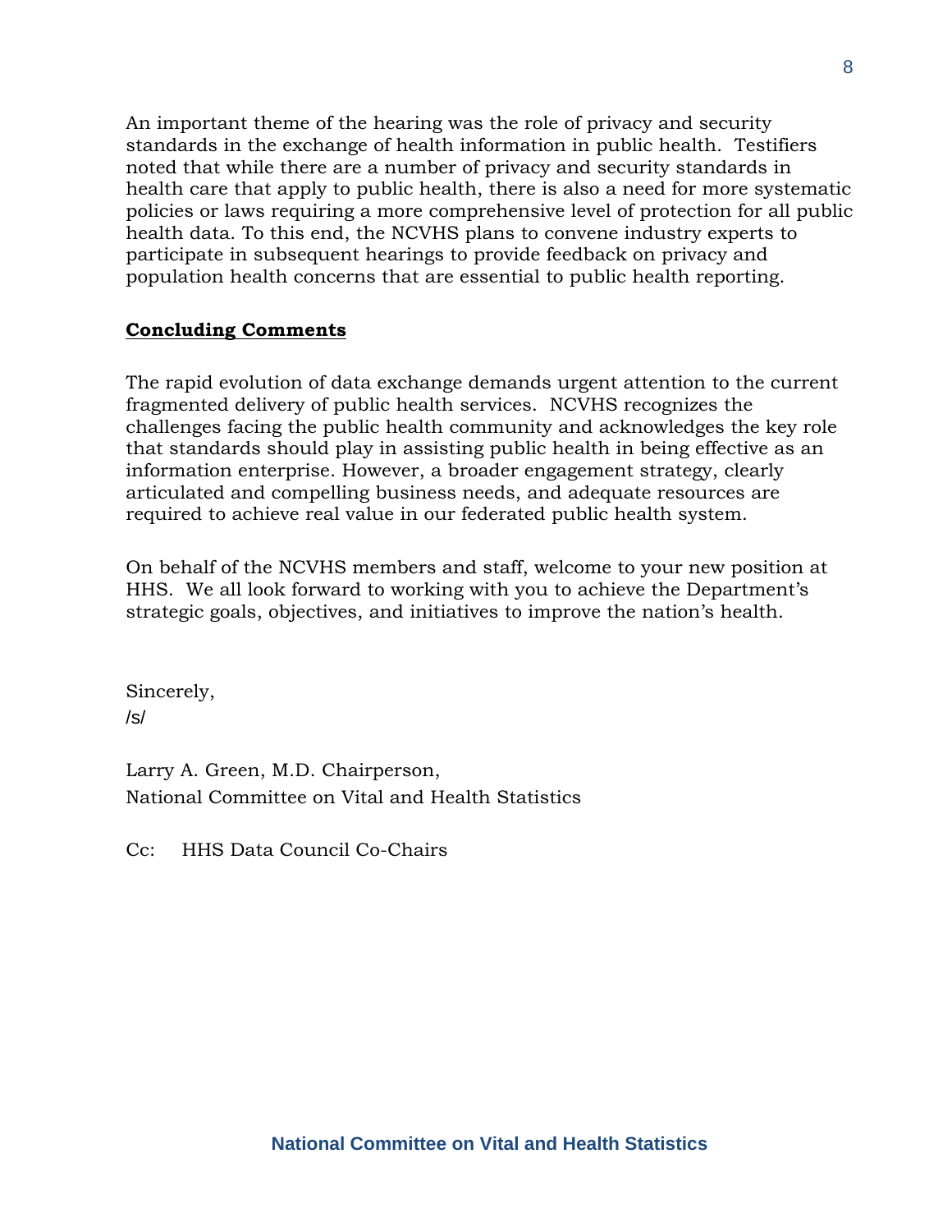An important theme of the hearing was the role of privacy and security standards in the exchange of health information in public health. Testifiers noted that while there are a number of privacy and security standards in health care that apply to public health, there is also a need for more systematic policies or laws requiring a more comprehensive level of protection for all public health data. To this end, the NCVHS plans to convene industry experts to participate in subsequent hearings to provide feedback on privacy and population health concerns that are essential to public health reporting.

## **Concluding Comments**

The rapid evolution of data exchange demands urgent attention to the current fragmented delivery of public health services. NCVHS recognizes the challenges facing the public health community and acknowledges the key role that standards should play in assisting public health in being effective as an information enterprise. However, a broader engagement strategy, clearly articulated and compelling business needs, and adequate resources are required to achieve real value in our federated public health system.

On behalf of the NCVHS members and staff, welcome to your new position at HHS. We all look forward to working with you to achieve the Department's strategic goals, objectives, and initiatives to improve the nation's health.

Sincerely,
/s/

Larry A. Green, M.D. Chairperson,
National Committee on Vital and Health Statistics

Cc: HHS Data Council Co-Chairs